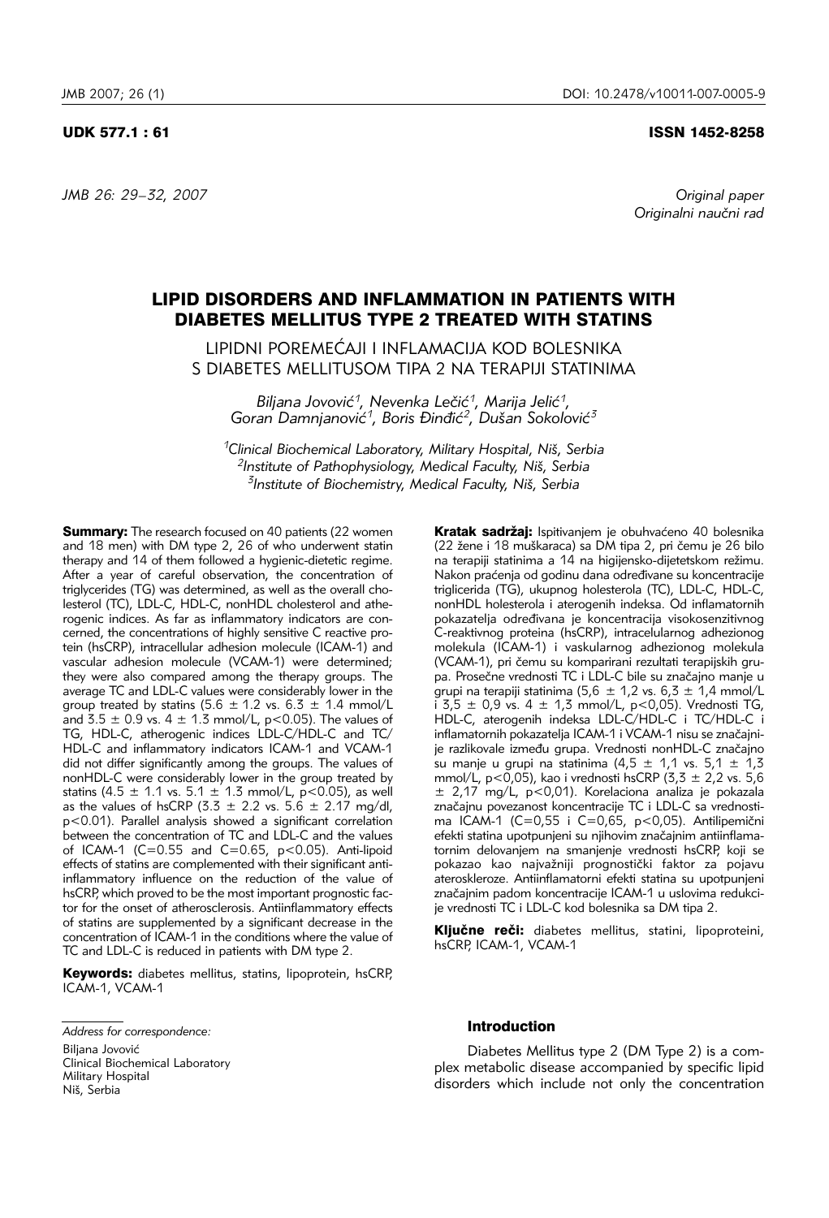UDK 577.1 : 61 ISSN 1452-8258

*Original paper*
*Originalni naučni rad*

# LIPID DISORDERS AND INFLAMMATION IN PATIENTS WITH DIABETES MELLITUS TYPE 2 TREATED WITH STATINS

## LIPIDNI POREMEĆAJI I INFLAMACIJA KOD BOLESNIKA S DIABETES MELLITUSOM TIPA 2 NA TERAPIJI STATINIMA

*Biljana Jović[1], Nevenka Lečić[1], Marija Jelić[1], Goran Damnjanović[1], Boris Đinđić[2], Dušan Sokolović[3]*

*[1]Clinical Biochemical Laboratory, Military Hospital, Niš, Serbia*
*[2]Institute of Pathophysiology, Medical Faculty, Niš, Serbia*
*[3]Institute of Biochemistry, Medical Faculty, Niš, Serbia*

**Summary:** The research focused on 40 patients (22 women and 18 men) with DM type 2, 26 of who underwent statin therapy and 14 of them followed a hygienic-dietetic regime. After a year of careful observation, the concentration of triglycerides (TG) was determined, as well as the overall cholesterol (TC), LDL-C, HDL-C, nonHDL cholesterol and atherogenic indices. As far as inflammatory indicators are concerned, the concentrations of highly sensitive C reactive protein (hsCRP), intracellular adhesion molecule (ICAM-1) and vascular adhesion molecule (VCAM-1) were determined; they were also compared among the therapy groups. The average TC and LDL-C values were considerably lower in the group treated by statins (5.6 ± 1.2 vs. 6.3 ± 1.4 mmol/L and 3.5 ± 0.9 vs. 4 ± 1.3 mmol/L, $p<0.05$). The values of TG, HDL-C, atherogenic indices LDL-C/HDL-C and TC/HDL-C and inflammatory indicators ICAM-1 and VCAM-1 did not differ significantly among the groups. The values of nonHDL-C were considerably lower in the group treated by statins (4.5 ± 1.1 vs. 5.1 ± 1.3 mmol/L, $p<0.05$), as well as the values of hsCRP (3.3 ± 2.2 vs. 5.6 ± 2.17 mg/dl, $p<0.01$). Parallel analysis showed a significant correlation between the concentration of TC and LDL-C and the values of ICAM-1 (C=0.55 and C=0.65, $p<0.05$). Anti-lipoid effects of statins are complemented with their significant anti-inflammatory influence on the reduction of the value of hsCRP, which proved to be the most important prognostic factor for the onset of atherosclerosis. Antiinflammatory effects of statins are supplemented by a significant decrease in the concentration of ICAM-1 in the conditions where the value of TC and LDL-C is reduced in patients with DM type 2.

**Keywords:** diabetes mellitus, statins, lipoprotein, hsCRP, ICAM-1, VCAM-1

**Kratak sadržaj:** Ispitivanjem je obuhvaćeno 40 bolesnika (22 žene i 18 muškaraca) sa DM tipa 2, pri čemu je 26 bilo na terapiji statinima a 14 na higijensko-dijetetskom režimu. Nakon praćenja od godinu dana određivane su koncentracije triglicerida (TG), ukupnog holesterola (TC), LDL-C, HDL-C, nonHDL holesterola i aterogenih indeksa. Od inflamatornih pokazatelja određivana je koncentracija visokosenzitivnog C-reaktivnog proteina (hsCRP), intracelularnog adhezionog molekula (ICAM-1) i vaskularnog adhezionog molekula (VCAM-1), pri čemu su komparirani rezultati terapijskih grupa. Prosečne vrednosti TC i LDL-C bile su značajno manje u grupi na terapiji statinima (5,6 ± 1,2 vs. 6,3 ± 1,4 mmol/L i 3,5 ± 0,9 vs. 4 ± 1,3 mmol/L, $p<0,05$). Vrednosti TG, HDL-C, aterogenih indeksa LDL-C/HDL-C i TC/HDL-C i inflamatornih pokazatelja ICAM-1 i VCAM-1 nisu se značajnije razlikovale između grupa. Vrednosti nonHDL-C značajno su manje u grupi na statinima (4,5 ± 1,1 vs. 5,1 ± 1,3 mmol/L, $p<0,05$), kao i vrednosti hsCRP (3,3 ± 2,2 vs. 5,6 ± 2,17 mg/L, $p<0,01$). Korelaciona analiza je pokazala značajnu povezanost koncentracije TC i LDL-C sa vrednostima ICAM-1 (C=0,55 i C=0,65, $p<0,05$). Antilipemični efekti statina upotpunjeni su njihovim značajnim antiinflamatornim delovanjem na smanjenje vrednosti hsCRP, koji se pokazao kao najvažniji prognostički faktor za pojavu ateroskleroze. Antiinflamatorni efekti statina su upotpunjeni značajnim padom koncentracije ICAM-1 u uslovima redukcije vrednosti TC i LDL-C kod bolesnika sa DM tipa 2.

**Ključne reči:** diabetes mellitus, statini, lipoproteini, hsCRP, ICAM-1, VCAM-1

*Address for correspondence:*

Biljana Jović
Clinical Biochemical Laboratory
Military Hospital
Niš, Serbia

### Introduction

Diabetes Mellitus type 2 (DM Type 2) is a complex metabolic disease accompanied by specific lipid disorders which include not only the concentration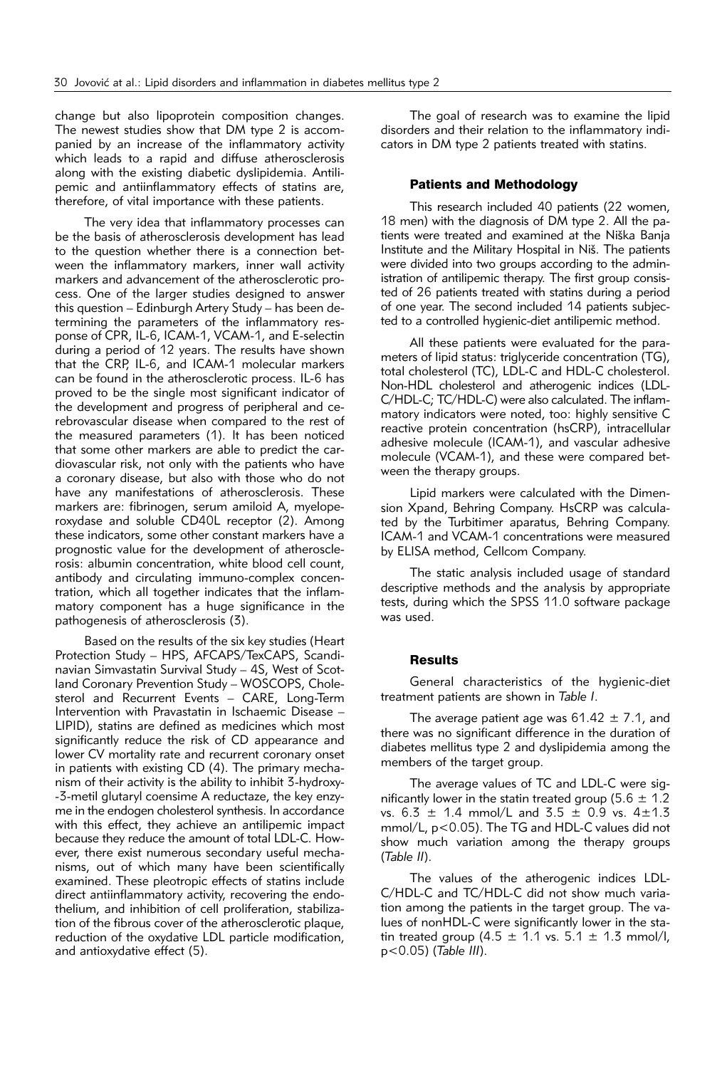change but also lipoprotein composition changes. The newest studies show that DM type 2 is accompanied by an increase of the inflammatory activity which leads to a rapid and diffuse atherosclerosis along with the existing diabetic dyslipidemia. Antilipemic and antiinflammatory effects of statins are, therefore, of vital importance with these patients.

The very idea that inflammatory processes can be the basis of atherosclerosis development has lead to the question whether there is a connection between the inflammatory markers, inner wall activity markers and advancement of the atherosclerotic process. One of the larger studies designed to answer this question – Edinburgh Artery Study – has been determining the parameters of the inflammatory response of CPR, IL-6, ICAM-1, VCAM-1, and E-selectin during a period of 12 years. The results have shown that the CRP, IL-6, and ICAM-1 molecular markers can be found in the atherosclerotic process. IL-6 has proved to be the single most significant indicator of the development and progress of peripheral and cerebrovascular disease when compared to the rest of the measured parameters (1). It has been noticed that some other markers are able to predict the cardiovascular risk, not only with the patients who have a coronary disease, but also with those who do not have any manifestations of atherosclerosis. These markers are: fibrinogen, serum amiloid A, myeloperoxydase and soluble CD40L receptor (2). Among these indicators, some other constant markers have a prognostic value for the development of atherosclerosis: albumin concentration, white blood cell count, antibody and circulating immuno-complex concentration, which all together indicates that the inflammatory component has a huge significance in the pathogenesis of atherosclerosis (3).

Based on the results of the six key studies (Heart Protection Study – HPS, AFCAPS/TexCAPS, Scandinavian Simvastatin Survival Study – 4S, West of Scotland Coronary Prevention Study – WOSCOPS, Cholesterol and Recurrent Events – CARE, Long-Term Intervention with Pravastatin in Ischaemic Disease – LIPID), statins are defined as medicines which most significantly reduce the risk of CD appearance and lower CV mortality rate and recurrent coronary onset in patients with existing CD (4). The primary mechanism of their activity is the ability to inhibit 3-hydroxy-3-metil glutaryl coensime A reductaze, the key enzyme in the endogen cholesterol synthesis. In accordance with this effect, they achieve an antilipemic impact because they reduce the amount of total LDL-C. However, there exist numerous secondary useful mechanisms, out of which many have been scientifically examined. These pleotropic effects of statins include direct antiinflammatory activity, recovering the endothelium, and inhibition of cell proliferation, stabilization of the fibrous cover of the atherosclerotic plaque, reduction of the oxydative LDL particle modification, and antioxydative effect (5).

The goal of research was to examine the lipid disorders and their relation to the inflammatory indicators in DM type 2 patients treated with statins.

## Patients and Methodology

This research included 40 patients (22 women, 18 men) with the diagnosis of DM type 2. All the patients were treated and examined at the Niška Banja Institute and the Military Hospital in Niš. The patients were divided into two groups according to the administration of antilipemic therapy. The first group consisted of 26 patients treated with statins during a period of one year. The second included 14 patients subjected to a controlled hygienic-diet antilipemic method.

All these patients were evaluated for the parameters of lipid status: triglyceride concentration (TG), total cholesterol (TC), LDL-C and HDL-C cholesterol. Non-HDL cholesterol and atherogenic indices (LDL-C/HDL-C; TC/HDL-C) were also calculated. The inflammatory indicators were noted, too: highly sensitive C reactive protein concentration (hsCRP), intracellular adhesive molecule (ICAM-1), and vascular adhesive molecule (VCAM-1), and these were compared between the therapy groups.

Lipid markers were calculated with the Dimension Xpand, Behring Company. HsCRP was calculated by the Turbitimer aparatus, Behring Company. ICAM-1 and VCAM-1 concentrations were measured by ELISA method, Cellcom Company.

The static analysis included usage of standard descriptive methods and the analysis by appropriate tests, during which the SPSS 11.0 software package was used.

## Results

General characteristics of the hygienic-diet treatment patients are shown in *Table I*.

The average patient age was $61.42 \pm 7.1$, and there was no significant difference in the duration of diabetes mellitus type 2 and dyslipidemia among the members of the target group.

The average values of TC and LDL-C were significantly lower in the statin treated group ($5.6 \pm 1.2$ vs. $6.3 \pm 1.4$ mmol/L and $3.5 \pm 0.9$ vs. $4 \pm 1.3$ mmol/L, $p<0.05$). The TG and HDL-C values did not show much variation among the therapy groups (*Table II*).

The values of the atherogenic indices LDL-C/HDL-C and TC/HDL-C did not show much variation among the patients in the target group. The values of nonHDL-C were significantly lower in the statin treated group ($4.5 \pm 1.1$ vs. $5.1 \pm 1.3$ mmol/l, $p<0.05$) (*Table III*).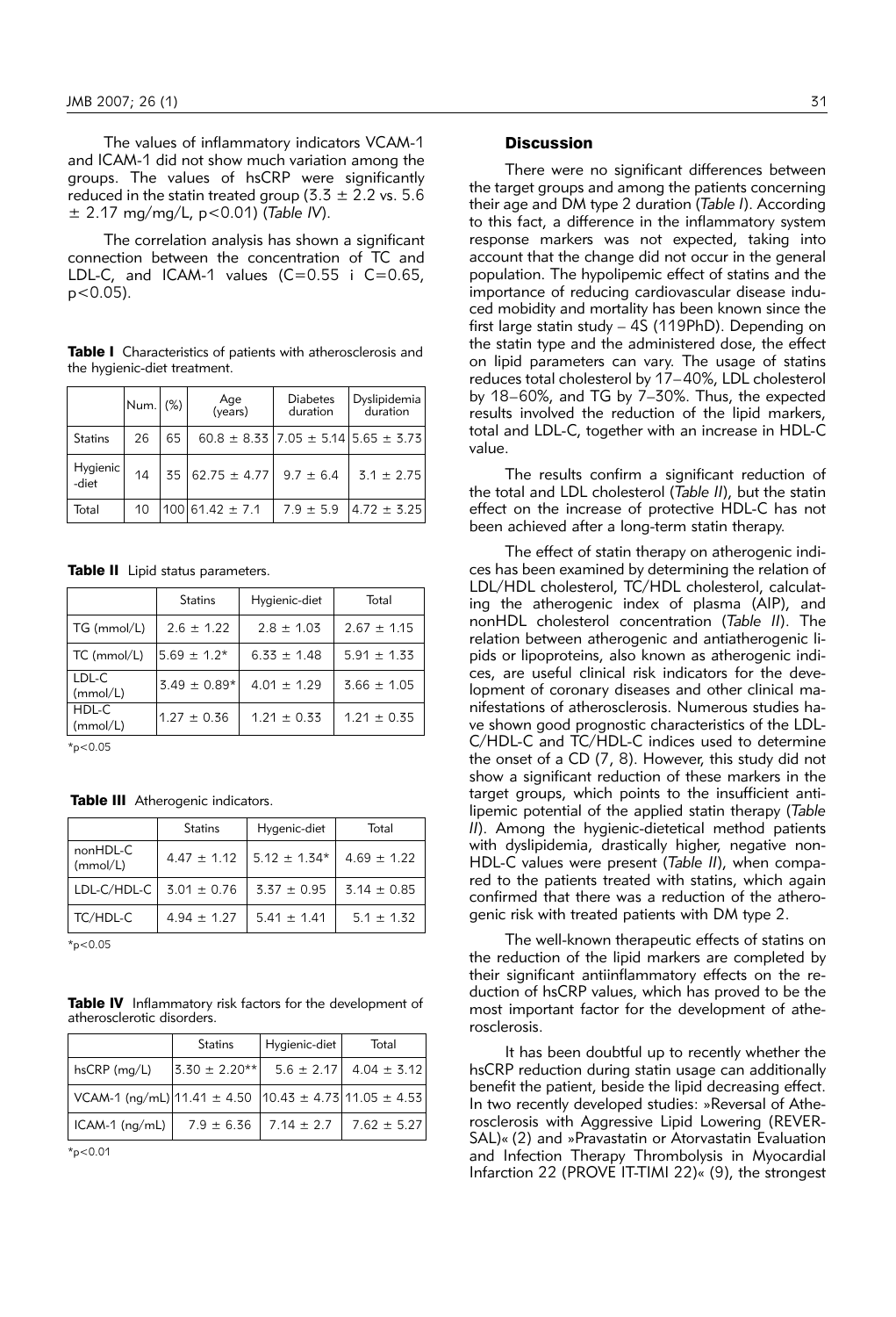The values of inflammatory indicators VCAM-1 and ICAM-1 did not show much variation among the groups. The values of hsCRP were significantly reduced in the statin treated group (3.3 ± 2.2 vs. 5.6 ± 2.17 mg/mg/L, $p<0.01$) (*Table IV*).

The correlation analysis has shown a significant connection between the concentration of TC and LDL-C, and ICAM-1 values (C=0.55 i C=0.65, $p<0.05$).

**Table I** Characteristics of patients with atherosclerosis and the hygienic-diet treatment.

| | Num. | (%) | Age (years) | Diabetes duration | Dyslipidemia duration |
|---|---|---|---|---|---|
| Statins | 26 | 65 | 60.8 ± 8.33 | 7.05 ± 5.14 | 5.65 ± 3.73 |
| Hygienic -diet | 14 | 35 | 62.75 ± 4.77 | 9.7 ± 6.4 | 3.1 ± 2.75 |
| Total | 10 | 100 | 61.42 ± 7.1 | 7.9 ± 5.9 | 4.72 ± 3.25 |

**Table II** Lipid status parameters.

| | Statins | Hygienic-diet | Total |
|---|---|---|---|
| TG (mmol/L) | 2.6 ± 1.22 | 2.8 ± 1.03 | 2.67 ± 1.15 |
| TC (mmol/L) | 5.69 ± 1.2* | 6.33 ± 1.48 | 5.91 ± 1.33 |
| LDL-C (mmol/L) | 3.49 ± 0.89* | 4.01 ± 1.29 | 3.66 ± 1.05 |
| HDL-C (mmol/L) | 1.27 ± 0.36 | 1.21 ± 0.33 | 1.21 ± 0.35 |

*$p<0.05$

**Table III** Atherogenic indicators.

| | Statins | Hygenic-diet | Total |
|---|---|---|---|
| nonHDL-C (mmol/L) | 4.47 ± 1.12 | 5.12 ± 1.34* | 4.69 ± 1.22 |
| LDL-C/HDL-C | 3.01 ± 0.76 | 3.37 ± 0.95 | 3.14 ± 0.85 |
| TC/HDL-C | 4.94 ± 1.27 | 5.41 ± 1.41 | 5.1 ± 1.32 |

*$p<0.05$

**Table IV** Inflammatory risk factors for the development of atherosclerotic disorders.

| | Statins | Hygienic-diet | Total |
|---|---|---|---|
| hsCRP (mg/L) | 3.30 ± 2.20** | 5.6 ± 2.17 | 4.04 ± 3.12 |
| VCAM-1 (ng/mL) | 11.41 ± 4.50 | 10.43 ± 4.73 | 11.05 ± 4.53 |
| ICAM-1 (ng/mL) | 7.9 ± 6.36 | 7.14 ± 2.7 | 7.62 ± 5.27 |

*$p<0.01$

## Discussion

There were no significant differences between the target groups and among the patients concerning their age and DM type 2 duration (*Table I*). According to this fact, a difference in the inflammatory system response markers was not expected, taking into account that the change did not occur in the general population. The hypolipemic effect of statins and the importance of reducing cardiovascular disease induced mobidity and mortality has been known since the first large statin study – 4S (119PhD). Depending on the statin type and the administered dose, the effect on lipid parameters can vary. The usage of statins reduces total cholesterol by 17–40%, LDL cholesterol by 18–60%, and TG by 7–30%. Thus, the expected results involved the reduction of the lipid markers, total and LDL-C, together with an increase in HDL-C value.

The results confirm a significant reduction of the total and LDL cholesterol (*Table II*), but the statin effect on the increase of protective HDL-C has not been achieved after a long-term statin therapy.

The effect of statin therapy on atherogenic indices has been examined by determining the relation of LDL/HDL cholesterol, TC/HDL cholesterol, calculating the atherogenic index of plasma (AIP), and nonHDL cholesterol concentration (*Table II*). The relation between atherogenic and antiatherogenic lipids or lipoproteins, also known as atherogenic indices, are useful clinical risk indicators for the development of coronary diseases and other clinical manifestations of atherosclerosis. Numerous studies have shown good prognostic characteristics of the LDL-C/HDL-C and TC/HDL-C indices used to determine the onset of a CD (7, 8). However, this study did not show a significant reduction of these markers in the target groups, which points to the insufficient antilipemic potential of the applied statin therapy (*Table II*). Among the hygienic-dietetical method patients with dyslipidemia, drastically higher, negative non-HDL-C values were present (*Table II*), when compared to the patients treated with statins, which again confirmed that there was a reduction of the atherogenic risk with treated patients with DM type 2.

The well-known therapeutic effects of statins on the reduction of the lipid markers are completed by their significant antiinflammatory effects on the reduction of hsCRP values, which has proved to be the most important factor for the development of atherosclerosis.

It has been doubtful up to recently whether the hsCRP reduction during statin usage can additionally benefit the patient, beside the lipid decreasing effect. In two recently developed studies: »Reversal of Atherosclerosis with Aggressive Lipid Lowering (REVERSAL)« (2) and »Pravastatin or Atorvastatin Evaluation and Infection Therapy Thrombolysis in Myocardial Infarction 22 (PROVE IT-TIMI 22)« (9), the strongest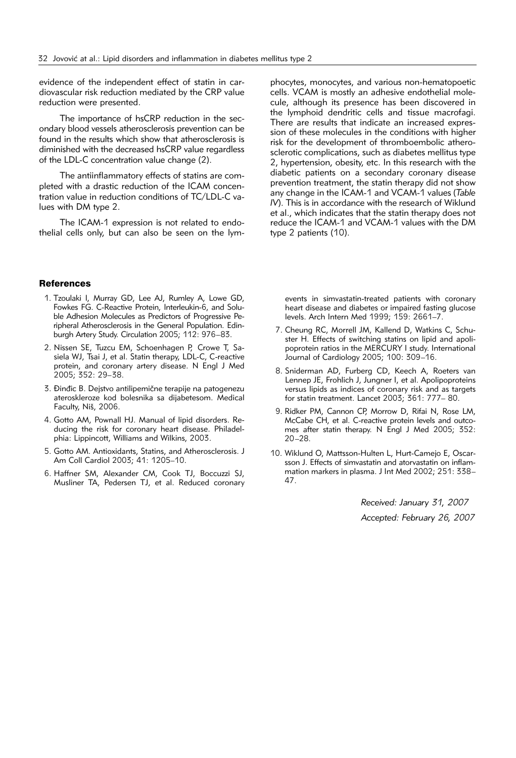evidence of the independent effect of statin in cardiovascular risk reduction mediated by the CRP value reduction were presented.

The importance of hsCRP reduction in the secondary blood vessels atherosclerosis prevention can be found in the results which show that atherosclerosis is diminished with the decreased hsCRP value regardless of the LDL-C concentration value change (2).

The antiinflammatory effects of statins are completed with a drastic reduction of the ICAM concentration value in reduction conditions of TC/LDL-C values with DM type 2.

The ICAM-1 expression is not related to endothelial cells only, but can also be seen on the lymphocytes, monocytes, and various non-hematopoetic cells. VCAM is mostly an adhesive endothelial molecule, although its presence has been discovered in the lymphoid dendritic cells and tissue macrofagi. There are results that indicate an increased expression of these molecules in the conditions with higher risk for the development of thromboembolic atherosclerotic complications, such as diabetes mellitus type 2, hypertension, obesity, etc. In this research with the diabetic patients on a secondary coronary disease prevention treatment, the statin therapy did not show any change in the ICAM-1 and VCAM-1 values (*Table IV*). This is in accordance with the research of Wiklund et al., which indicates that the statin therapy does not reduce the ICAM-1 and VCAM-1 values with the DM type 2 patients (10).

## References

1. Tzoulaki I, Murray GD, Lee AJ, Rumley A, Lowe GD, Fowkes FG. C-Reactive Protein, Interleukin-6, and Soluble Adhesion Molecules as Predictors of Progressive Peripheral Atherosclerosis in the General Population. Edinburgh Artery Study. Circulation 2005; 112: 976–83.
2. Nissen SE, Tuzcu EM, Schoenhagen P, Crowe T, Sasiela WJ, Tsai J, et al. Statin therapy, LDL-C, C-reactive protein, and coronary artery disease. N Engl J Med 2005; 352: 29–38.
3. Đinđic B. Dejstvo antilipemične terapije na patogenezu ateroskleroze kod bolesnika sa dijabetesom. Medical Faculty, Niš, 2006.
4. Gotto AM, Pownall HJ. Manual of lipid disorders. Reducing the risk for coronary heart disease. Philadelphia: Lippincott, Williams and Wilkins, 2003.
5. Gotto AM. Antioxidants, Statins, and Atherosclerosis. J Am Coll Cardiol 2003; 41: 1205–10.
6. Haffner SM, Alexander CM, Cook TJ, Boccuzzi SJ, Musliner TA, Pedersen TJ, et al. Reduced coronary events in simvastatin-treated patients with coronary heart disease and diabetes or impaired fasting glucose levels. Arch Intern Med 1999; 159: 2661–7.
7. Cheung RC, Morrell JM, Kallend D, Watkins C, Schuster H. Effects of switching statins on lipid and apolipoprotein ratios in the MERCURY I study. International Journal of Cardiology 2005; 100: 309–16.
8. Sniderman AD, Furberg CD, Keech A, Roeters van Lennep JE, Frohlich J, Jungner I, et al. Apolipoproteins versus lipids as indices of coronary risk and as targets for statin treatment. Lancet 2003; 361: 777– 80.
9. Ridker PM, Cannon CP, Morrow D, Rifai N, Rose LM, McCabe CH, et al. C-reactive protein levels and outcomes after statin therapy. N Engl J Med 2005; 352: 20–28.
10. Wiklund O, Mattsson-Hulten L, Hurt-Camejo E, Oscarsson J. Effects of simvastatin and atorvastatin on inflammation markers in plasma. J Int Med 2002; 251: 338–47.

*Received: January 31, 2007*

*Accepted: February 26, 2007*